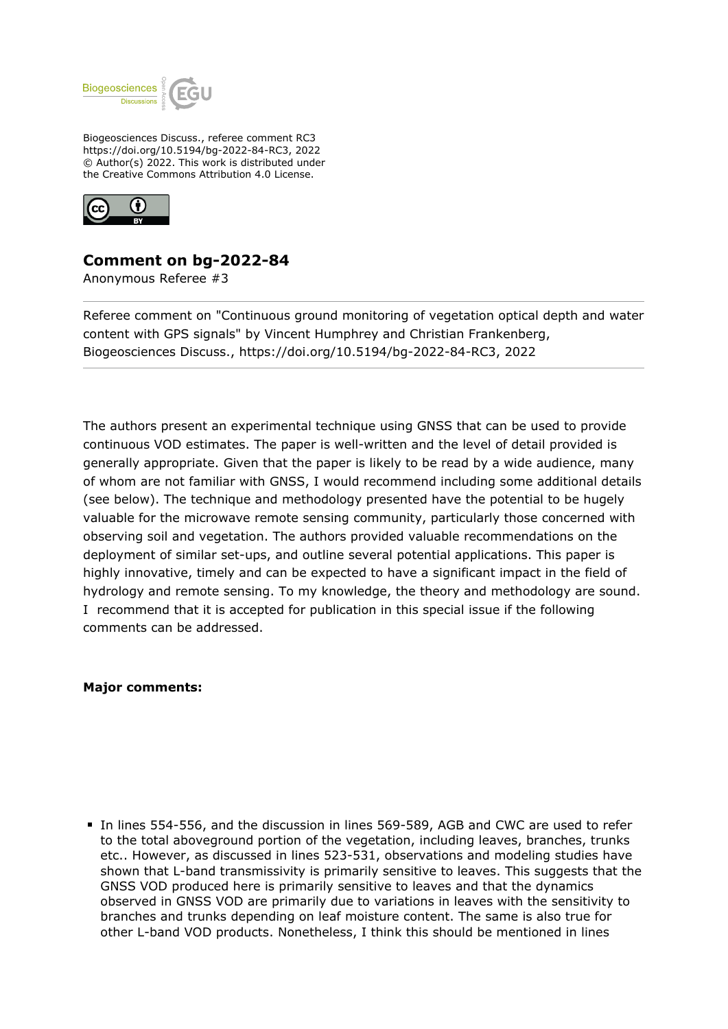Biogeosciences Discuss., referee comment RC3
https://doi.org/10.5194/bg-2022-84-RC3, 2022
© Author(s) 2022. This work is distributed under
the Creative Commons Attribution 4.0 License.

## Comment on bg-2022-84

Anonymous Referee #3

---

Referee comment on "Continuous ground monitoring of vegetation optical depth and water content with GPS signals" by Vincent Humphrey and Christian Frankenberg, Biogeosciences Discuss., https://doi.org/10.5194/bg-2022-84-RC3, 2022

---

The authors present an experimental technique using GNSS that can be used to provide continuous VOD estimates. The paper is well-written and the level of detail provided is generally appropriate. Given that the paper is likely to be read by a wide audience, many of whom are not familiar with GNSS, I would recommend including some additional details (see below). The technique and methodology presented have the potential to be hugely valuable for the microwave remote sensing community, particularly those concerned with observing soil and vegetation. The authors provided valuable recommendations on the deployment of similar set-ups, and outline several potential applications. This paper is highly innovative, timely and can be expected to have a significant impact in the field of hydrology and remote sensing. To my knowledge, the theory and methodology are sound. I recommend that it is accepted for publication in this special issue if the following comments can be addressed.

**Major comments:**

- In lines 554-556, and the discussion in lines 569-589, AGB and CWC are used to refer to the total aboveground portion of the vegetation, including leaves, branches, trunks etc.. However, as discussed in lines 523-531, observations and modeling studies have shown that L-band transmissivity is primarily sensitive to leaves. This suggests that the GNSS VOD produced here is primarily sensitive to leaves and that the dynamics observed in GNSS VOD are primarily due to variations in leaves with the sensitivity to branches and trunks depending on leaf moisture content. The same is also true for other L-band VOD products. Nonetheless, I think this should be mentioned in lines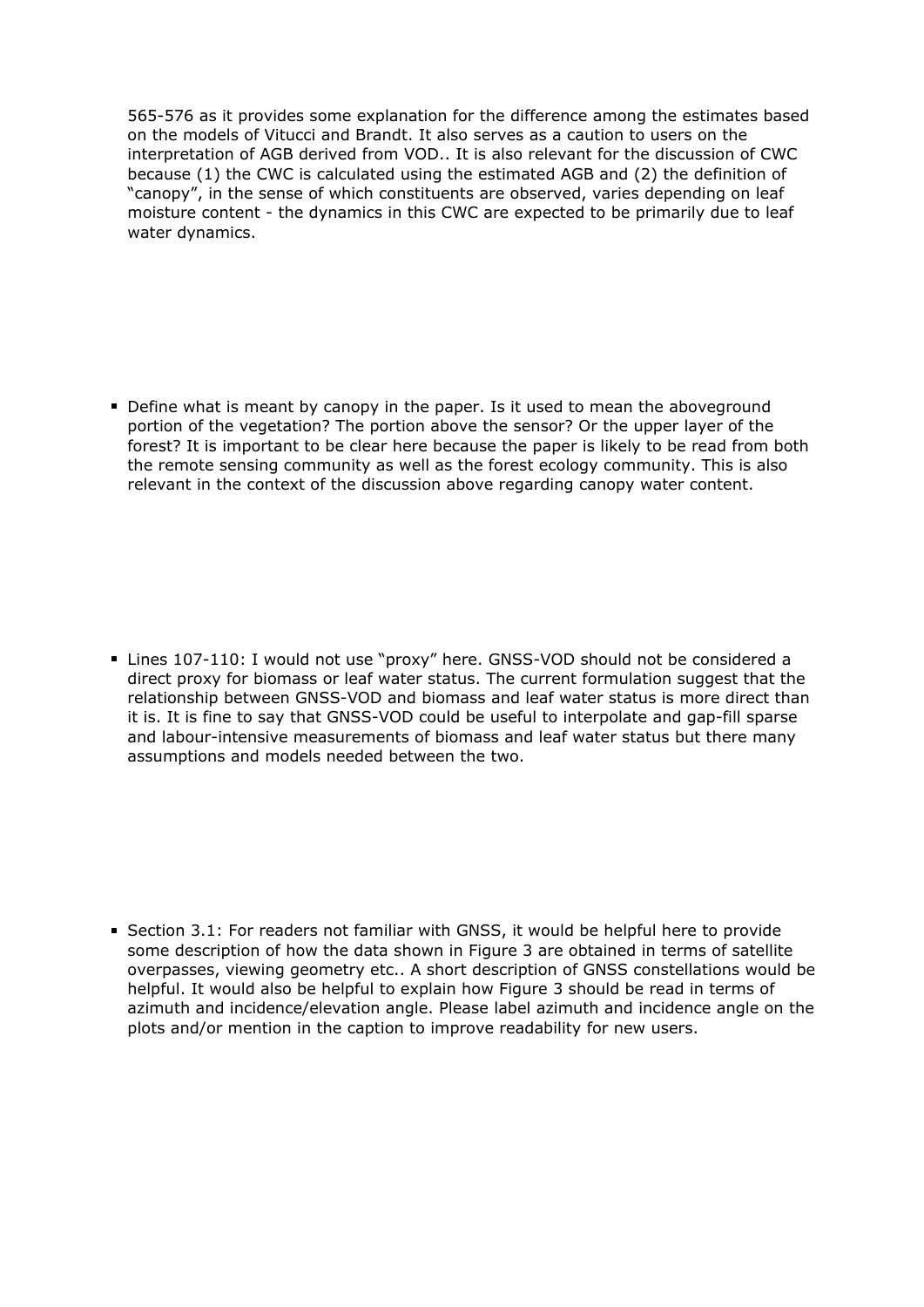565-576 as it provides some explanation for the difference among the estimates based on the models of Vitucci and Brandt. It also serves as a caution to users on the interpretation of AGB derived from VOD.. It is also relevant for the discussion of CWC because (1) the CWC is calculated using the estimated AGB and (2) the definition of "canopy", in the sense of which constituents are observed, varies depending on leaf moisture content - the dynamics in this CWC are expected to be primarily due to leaf water dynamics.

- Define what is meant by canopy in the paper. Is it used to mean the aboveground portion of the vegetation? The portion above the sensor? Or the upper layer of the forest? It is important to be clear here because the paper is likely to be read from both the remote sensing community as well as the forest ecology community. This is also relevant in the context of the discussion above regarding canopy water content.

- Lines 107-110: I would not use "proxy" here. GNSS-VOD should not be considered a direct proxy for biomass or leaf water status. The current formulation suggest that the relationship between GNSS-VOD and biomass and leaf water status is more direct than it is. It is fine to say that GNSS-VOD could be useful to interpolate and gap-fill sparse and labour-intensive measurements of biomass and leaf water status but there many assumptions and models needed between the two.

- Section 3.1: For readers not familiar with GNSS, it would be helpful here to provide some description of how the data shown in Figure 3 are obtained in terms of satellite overpasses, viewing geometry etc.. A short description of GNSS constellations would be helpful. It would also be helpful to explain how Figure 3 should be read in terms of azimuth and incidence/elevation angle. Please label azimuth and incidence angle on the plots and/or mention in the caption to improve readability for new users.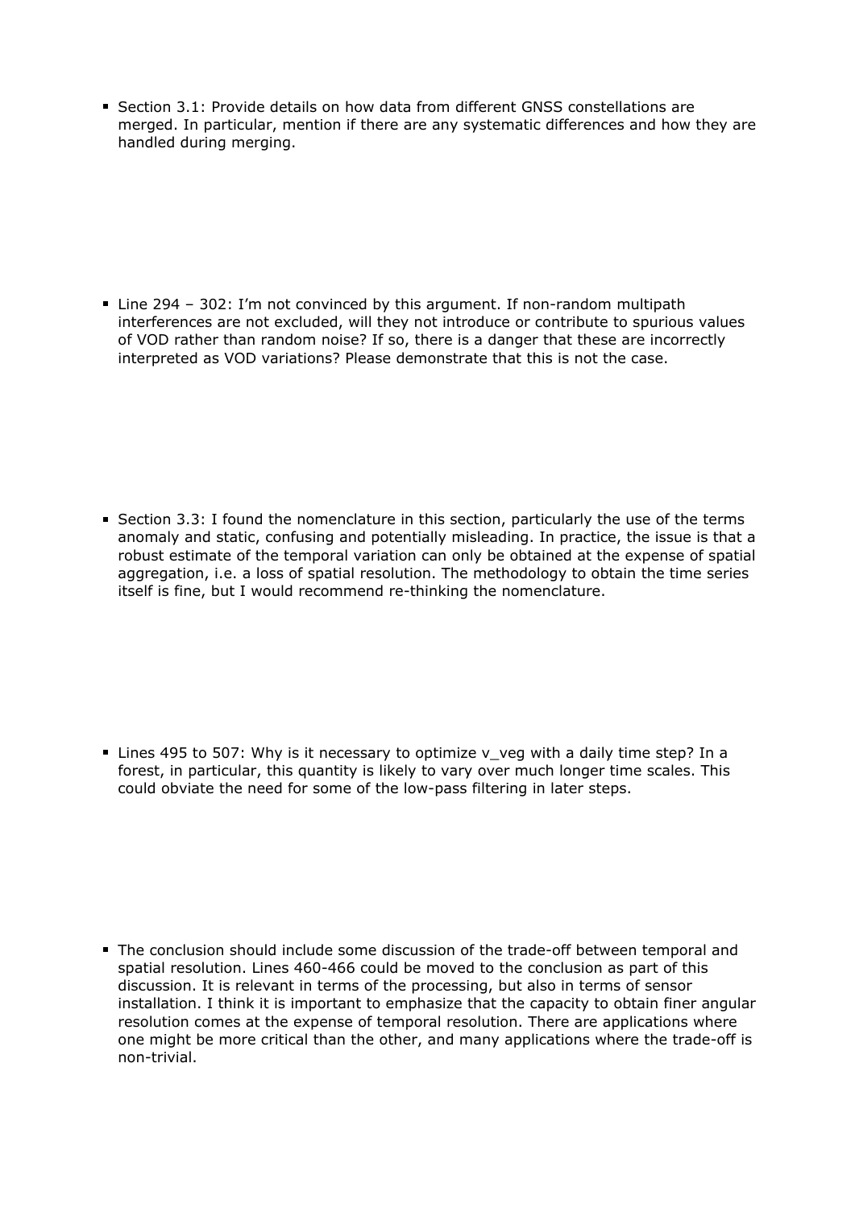- Section 3.1: Provide details on how data from different GNSS constellations are merged. In particular, mention if there are any systematic differences and how they are handled during merging.

- Line 294 – 302: I'm not convinced by this argument. If non-random multipath interferences are not excluded, will they not introduce or contribute to spurious values of VOD rather than random noise? If so, there is a danger that these are incorrectly interpreted as VOD variations? Please demonstrate that this is not the case.

- Section 3.3: I found the nomenclature in this section, particularly the use of the terms anomaly and static, confusing and potentially misleading. In practice, the issue is that a robust estimate of the temporal variation can only be obtained at the expense of spatial aggregation, i.e. a loss of spatial resolution. The methodology to obtain the time series itself is fine, but I would recommend re-thinking the nomenclature.

- Lines 495 to 507: Why is it necessary to optimize $v_{veg}$ with a daily time step? In a forest, in particular, this quantity is likely to vary over much longer time scales. This could obviate the need for some of the low-pass filtering in later steps.

- The conclusion should include some discussion of the trade-off between temporal and spatial resolution. Lines 460-466 could be moved to the conclusion as part of this discussion. It is relevant in terms of the processing, but also in terms of sensor installation. I think it is important to emphasize that the capacity to obtain finer angular resolution comes at the expense of temporal resolution. There are applications where one might be more critical than the other, and many applications where the trade-off is non-trivial.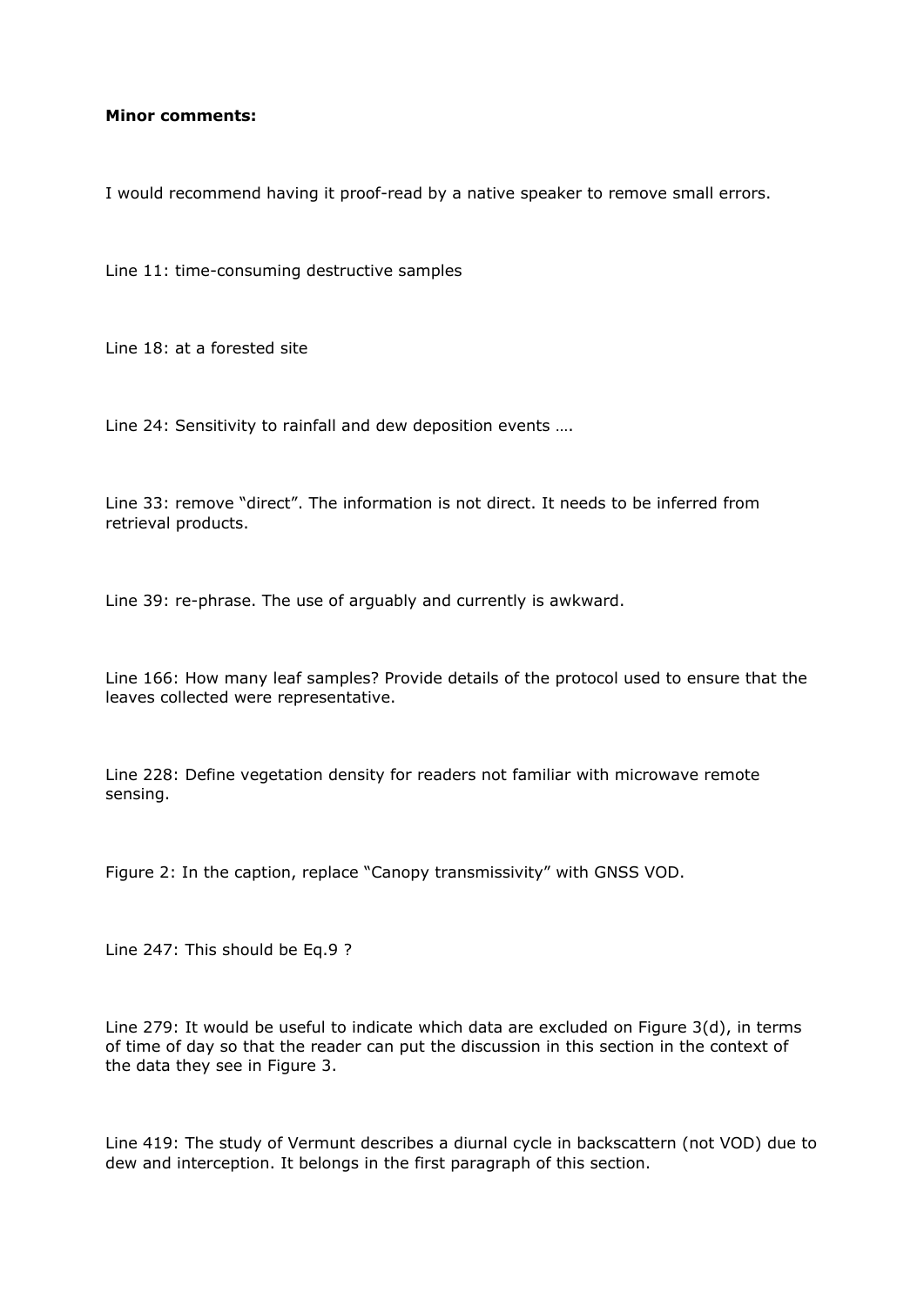**Minor comments:**

I would recommend having it proof-read by a native speaker to remove small errors.

Line 11: time-consuming destructive samples

Line 18: at a forested site

Line 24: Sensitivity to rainfall and dew deposition events ….

Line 33: remove "direct". The information is not direct. It needs to be inferred from retrieval products.

Line 39: re-phrase. The use of arguably and currently is awkward.

Line 166: How many leaf samples? Provide details of the protocol used to ensure that the leaves collected were representative.

Line 228: Define vegetation density for readers not familiar with microwave remote sensing.

Figure 2: In the caption, replace "Canopy transmissivity" with GNSS VOD.

Line 247: This should be Eq.9 ?

Line 279: It would be useful to indicate which data are excluded on Figure 3(d), in terms of time of day so that the reader can put the discussion in this section in the context of the data they see in Figure 3.

Line 419: The study of Vermunt describes a diurnal cycle in backscattern (not VOD) due to dew and interception. It belongs in the first paragraph of this section.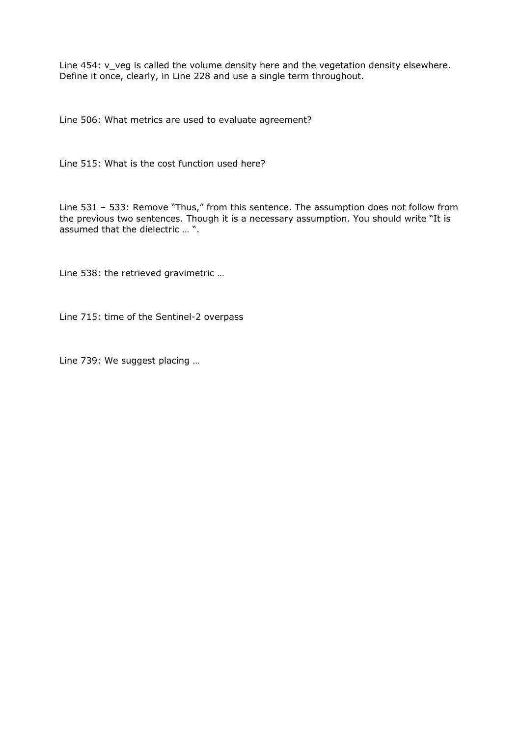Line 454: $v_{veg}$ is called the volume density here and the vegetation density elsewhere. Define it once, clearly, in Line 228 and use a single term throughout.

Line 506: What metrics are used to evaluate agreement?

Line 515: What is the cost function used here?

Line 531 – 533: Remove "Thus," from this sentence. The assumption does not follow from the previous two sentences. Though it is a necessary assumption. You should write "It is assumed that the dielectric … ".

Line 538: the retrieved gravimetric …

Line 715: time of the Sentinel-2 overpass

Line 739: We suggest placing …